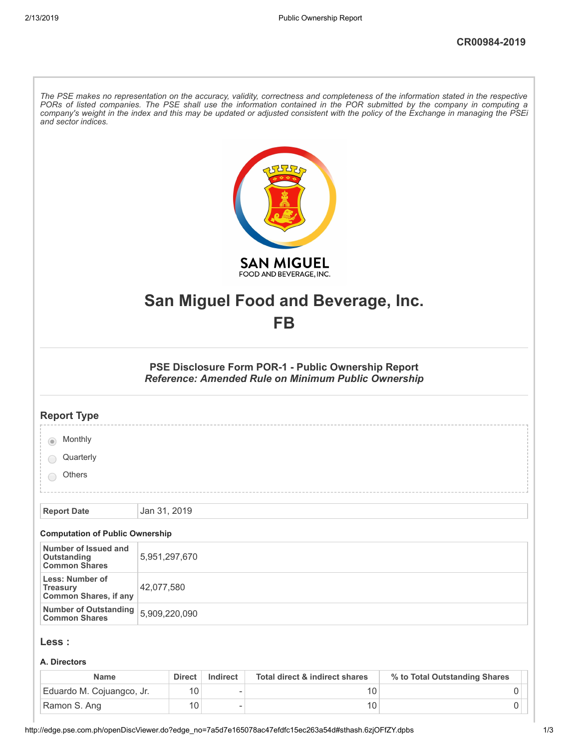CR00984-2019

*The PSE makes no representation on the accuracy, validity, correctness and completeness of the information stated in the respective PORs of listed companies. The PSE shall use the information contained in the POR submitted by the company in computing a company's weight in the index and this may be updated or adjusted consistent with the policy of the Exchange in managing the PSEi and sector indices.*

# San Miguel Food and Beverage, Inc.

# FB

### PSE Disclosure Form POR-1 - Public Ownership Report

***Reference: Amended Rule on Minimum Public Ownership***

## Report Type

- (•) Monthly
- ( ) Quarterly
- ( ) Others

| | |
|---|---|
| **Report Date** | Jan 31, 2019 |

**Computation of Public Ownership**

| | |
|---|---|
| **Number of Issued and Outstanding Common Shares** | 5,951,297,670 |
| **Less: Number of Treasury Common Shares, if any** | 42,077,580 |
| **Number of Outstanding Common Shares** | 5,909,220,090 |

## Less :

**A. Directors**

| Name | Direct | Indirect | Total direct & indirect shares | % to Total Outstanding Shares |
|---|---|---|---|---|
| Eduardo M. Cojuangco, Jr. | 10 | - | 10 | 0 |
| Ramon S. Ang | 10 | - | 10 | 0 |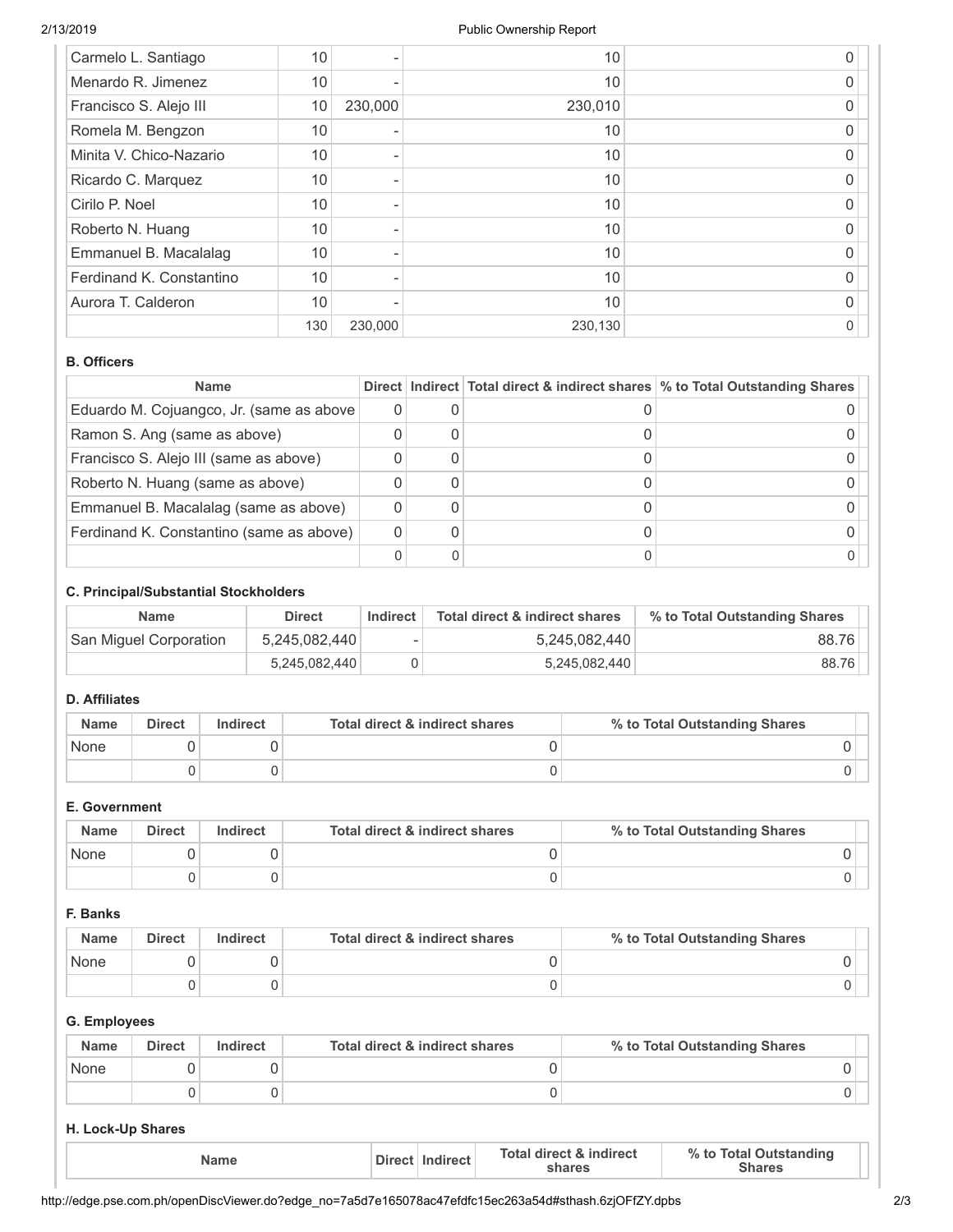| | | | | |
|---|---|---|---|---|
| Carmelo L. Santiago | 10 | - | 10 | 0 |
| Menardo R. Jimenez | 10 | - | 10 | 0 |
| Francisco S. Alejo III | 10 | 230,000 | 230,010 | 0 |
| Romela M. Bengzon | 10 | - | 10 | 0 |
| Minita V. Chico-Nazario | 10 | - | 10 | 0 |
| Ricardo C. Marquez | 10 | - | 10 | 0 |
| Cirilo P. Noel | 10 | - | 10 | 0 |
| Roberto N. Huang | 10 | - | 10 | 0 |
| Emmanuel B. Macalalag | 10 | - | 10 | 0 |
| Ferdinand K. Constantino | 10 | - | 10 | 0 |
| Aurora T. Calderon | 10 | - | 10 | 0 |
| | 130 | 230,000 | 230,130 | 0 |

**B. Officers**

| Name | Direct | Indirect | Total direct & indirect shares | % to Total Outstanding Shares |
|---|---|---|---|---|
| Eduardo M. Cojuangco, Jr. (same as above | 0 | 0 | 0 | 0 |
| Ramon S. Ang (same as above) | 0 | 0 | 0 | 0 |
| Francisco S. Alejo III (same as above) | 0 | 0 | 0 | 0 |
| Roberto N. Huang (same as above) | 0 | 0 | 0 | 0 |
| Emmanuel B. Macalalag (same as above) | 0 | 0 | 0 | 0 |
| Ferdinand K. Constantino (same as above) | 0 | 0 | 0 | 0 |
| | 0 | 0 | 0 | 0 |

**C. Principal/Substantial Stockholders**

| Name | Direct | Indirect | Total direct & indirect shares | % to Total Outstanding Shares |
|---|---|---|---|---|
| San Miguel Corporation | 5,245,082,440 | - | 5,245,082,440 | 88.76 |
| | 5,245,082,440 | 0 | 5,245,082,440 | 88.76 |

**D. Affiliates**

| Name | Direct | Indirect | Total direct & indirect shares | % to Total Outstanding Shares |
|---|---|---|---|---|
| None | 0 | 0 | 0 | 0 |
| | 0 | 0 | 0 | 0 |

**E. Government**

| Name | Direct | Indirect | Total direct & indirect shares | % to Total Outstanding Shares |
|---|---|---|---|---|
| None | 0 | 0 | 0 | 0 |
| | 0 | 0 | 0 | 0 |

**F. Banks**

| Name | Direct | Indirect | Total direct & indirect shares | % to Total Outstanding Shares |
|---|---|---|---|---|
| None | 0 | 0 | 0 | 0 |
| | 0 | 0 | 0 | 0 |

**G. Employees**

| Name | Direct | Indirect | Total direct & indirect shares | % to Total Outstanding Shares |
|---|---|---|---|---|
| None | 0 | 0 | 0 | 0 |
| | 0 | 0 | 0 | 0 |

**H. Lock-Up Shares**

| Name | Direct | Indirect | Total direct & indirect shares | % to Total Outstanding Shares |
|---|---|---|---|---|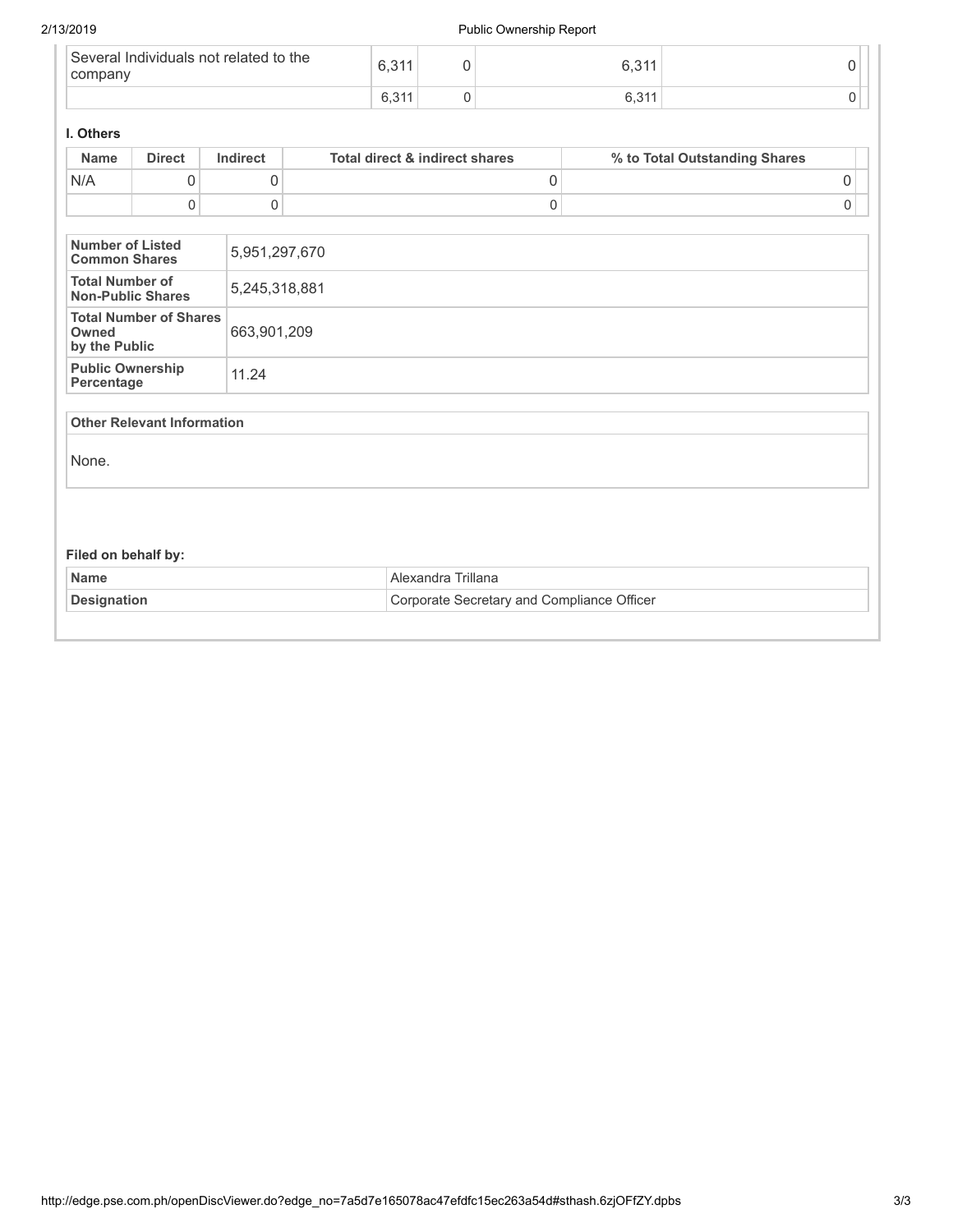| | | | | |
|---|---|---|---|---|
| Several Individuals not related to the company | 6,311 | 0 | 6,311 | 0 |
| | 6,311 | 0 | 6,311 | 0 |

**I. Others**

| Name | Direct | Indirect | Total direct & indirect shares | % to Total Outstanding Shares |
|---|---|---|---|---|
| N/A | 0 | 0 | 0 | 0 |
| | 0 | 0 | 0 | 0 |

| | |
|---|---|
| **Number of Listed Common Shares** | 5,951,297,670 |
| **Total Number of Non-Public Shares** | 5,245,318,881 |
| **Total Number of Shares Owned by the Public** | 663,901,209 |
| **Public Ownership Percentage** | 11.24 |

**Other Relevant Information**

None.

**Filed on behalf by:**

| | |
|---|---|
| **Name** | Alexandra Trillana |
| **Designation** | Corporate Secretary and Compliance Officer |